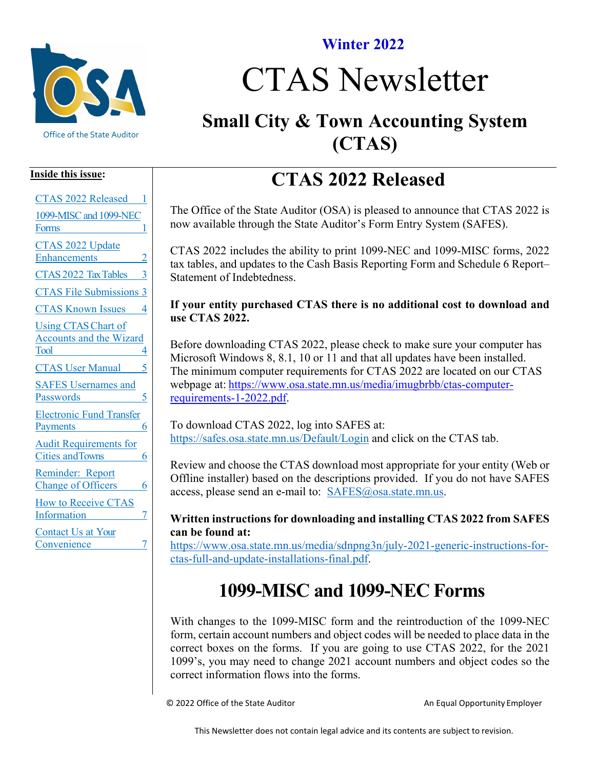Office of the State Auditor

**Winter 2022**

# CTAS Newsletter

## Small City & Town Accounting System (CTAS)

**Inside this issue:**

- CTAS 2022 Released 1
- 1099-MISC and 1099-NEC Forms 1
- CTAS 2022 Update Enhancements 2
- CTAS 2022 Tax Tables 3
- CTAS File Submissions 3
- CTAS Known Issues 4
- Using CTAS Chart of Accounts and the Wizard Tool 4
- CTAS User Manual 5
- SAFES Usernames and Passwords 5
- Electronic Fund Transfer Payments 6
- Audit Requirements for Cities and Towns 6
- Reminder: Report Change of Officers 6
- How to Receive CTAS Information 7
- Contact Us at Your Convenience 7

## CTAS 2022 Released

The Office of the State Auditor (OSA) is pleased to announce that CTAS 2022 is now available through the State Auditor's Form Entry System (SAFES).

CTAS 2022 includes the ability to print 1099-NEC and 1099-MISC forms, 2022 tax tables, and updates to the Cash Basis Reporting Form and Schedule 6 Report–Statement of Indebtedness.

**If your entity purchased CTAS there is no additional cost to download and use CTAS 2022.**

Before downloading CTAS 2022, please check to make sure your computer has Microsoft Windows 8, 8.1, 10 or 11 and that all updates have been installed. The minimum computer requirements for CTAS 2022 are located on our CTAS webpage at: https://www.osa.state.mn.us/media/imugbrbb/ctas-computer-requirements-1-2022.pdf.

To download CTAS 2022, log into SAFES at: https://safes.osa.state.mn.us/Default/Login and click on the CTAS tab.

Review and choose the CTAS download most appropriate for your entity (Web or Offline installer) based on the descriptions provided. If you do not have SAFES access, please send an e-mail to: SAFES@osa.state.mn.us.

**Written instructions for downloading and installing CTAS 2022 from SAFES can be found at:**
https://www.osa.state.mn.us/media/sdnpng3n/july-2021-generic-instructions-for-ctas-full-and-update-installations-final.pdf.

## 1099-MISC and 1099-NEC Forms

With changes to the 1099-MISC form and the reintroduction of the 1099-NEC form, certain account numbers and object codes will be needed to place data in the correct boxes on the forms. If you are going to use CTAS 2022, for the 2021 1099's, you may need to change 2021 account numbers and object codes so the correct information flows into the forms.

© 2022 Office of the State Auditor

An Equal Opportunity Employer

This Newsletter does not contain legal advice and its contents are subject to revision.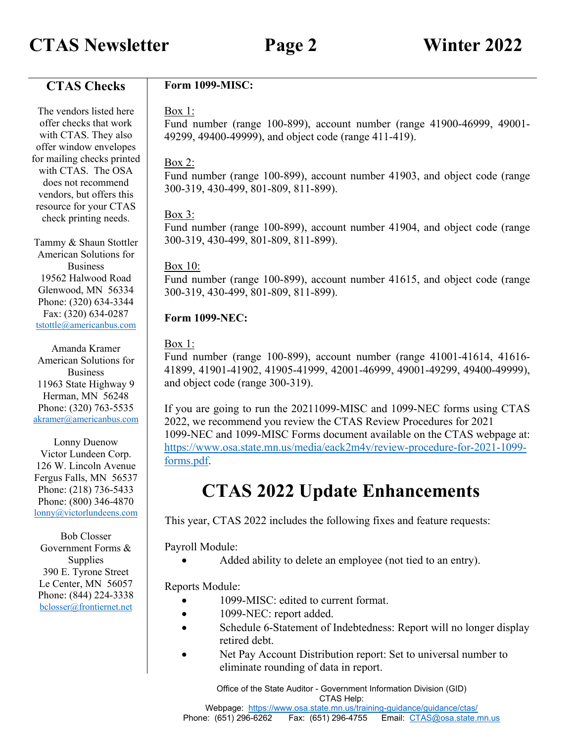## CTAS Checks

The vendors listed here offer checks that work with CTAS. They also offer window envelopes for mailing checks printed with CTAS. The OSA does not recommend vendors, but offers this resource for your CTAS check printing needs.

Tammy & Shaun Stottler
American Solutions for Business
19562 Halwood Road
Glenwood, MN 56334
Phone: (320) 634-3344
Fax: (320) 634-0287
tstottle@americanbus.com

Amanda Kramer
American Solutions for Business
11963 State Highway 9
Herman, MN 56248
Phone: (320) 763-5535
akramer@americanbus.com

Lonny Duenow
Victor Lundeen Corp.
126 W. Lincoln Avenue
Fergus Falls, MN 56537
Phone: (218) 736-5433
Phone: (800) 346-4870
lonny@victorlundeens.com

Bob Closser
Government Forms & Supplies
390 E. Tyrone Street
Le Center, MN 56057
Phone: (844) 224-3338
bclosser@frontiernet.net

**Form 1099-MISC:**

Box 1:
Fund number (range 100-899), account number (range 41900-46999, 49001-49299, 49400-49999), and object code (range 411-419).

Box 2:
Fund number (range 100-899), account number 41903, and object code (range 300-319, 430-499, 801-809, 811-899).

Box 3:
Fund number (range 100-899), account number 41904, and object code (range 300-319, 430-499, 801-809, 811-899).

Box 10:
Fund number (range 100-899), account number 41615, and object code (range 300-319, 430-499, 801-809, 811-899).

**Form 1099-NEC:**

Box 1:
Fund number (range 100-899), account number (range 41001-41614, 41616-41899, 41901-41902, 41905-41999, 42001-46999, 49001-49299, 49400-49999), and object code (range 300-319).

If you are going to run the 20211099-MISC and 1099-NEC forms using CTAS 2022, we recommend you review the CTAS Review Procedures for 2021 1099-NEC and 1099-MISC Forms document available on the CTAS webpage at: https://www.osa.state.mn.us/media/eack2m4y/review-procedure-for-2021-1099-forms.pdf.

# CTAS 2022 Update Enhancements

This year, CTAS 2022 includes the following fixes and feature requests:

Payroll Module:

- Added ability to delete an employee (not tied to an entry).

Reports Module:

- 1099-MISC: edited to current format.
- 1099-NEC: report added.
- Schedule 6-Statement of Indebtedness: Report will no longer display retired debt.
- Net Pay Account Distribution report: Set to universal number to eliminate rounding of data in report.

Office of the State Auditor - Government Information Division (GID)
CTAS Help:
Webpage: https://www.osa.state.mn.us/training-guidance/guidance/ctas/
Phone: (651) 296-6262 Fax: (651) 296-4755 Email: CTAS@osa.state.mn.us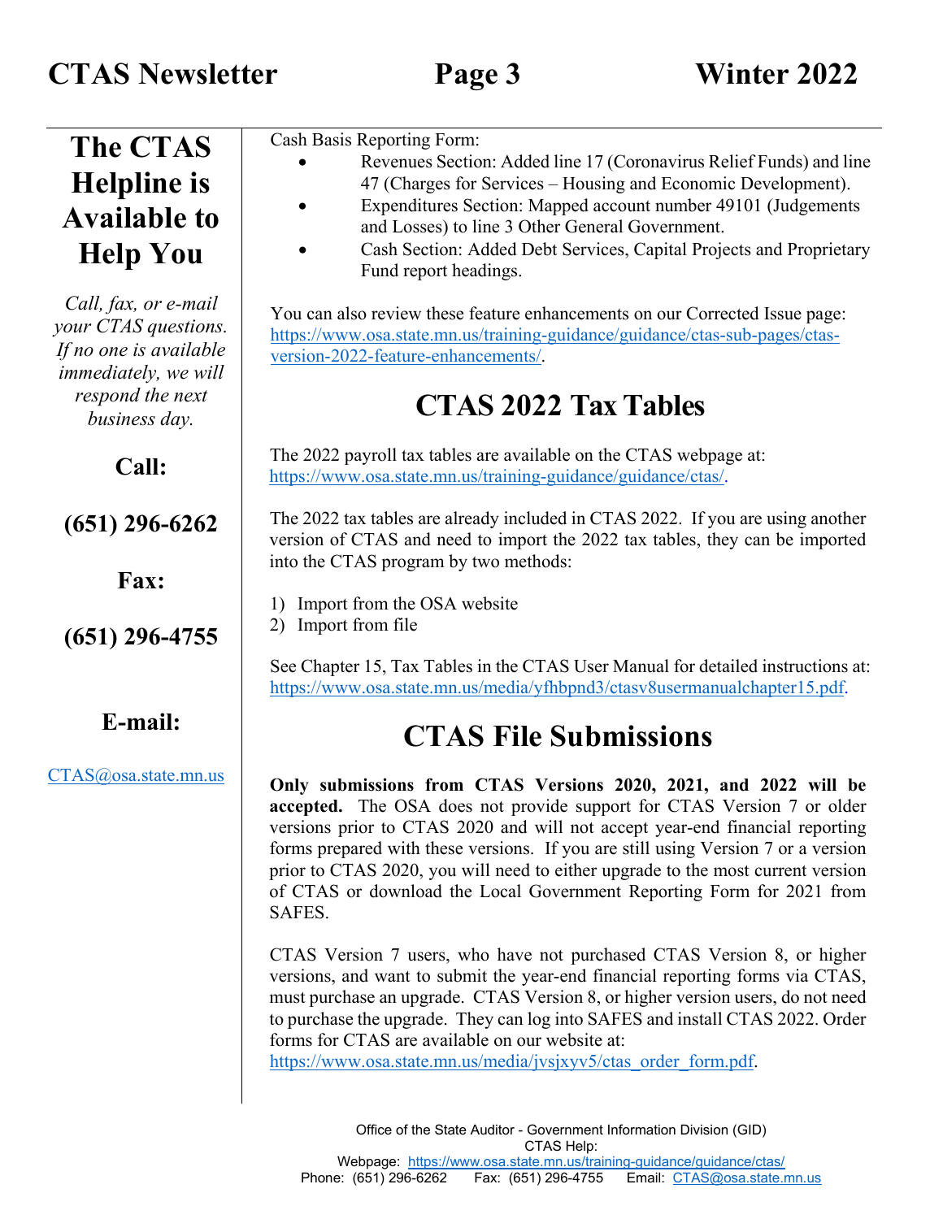## The CTAS Helpline is Available to Help You

*Call, fax, or e-mail your CTAS questions. If no one is available immediately, we will respond the next business day.*

**Call:**

**(651) 296-6262**

**Fax:**

**(651) 296-4755**

**E-mail:**

CTAS@osa.state.mn.us

Cash Basis Reporting Form:

- Revenues Section: Added line 17 (Coronavirus Relief Funds) and line 47 (Charges for Services – Housing and Economic Development).
- Expenditures Section: Mapped account number 49101 (Judgements and Losses) to line 3 Other General Government.
- Cash Section: Added Debt Services, Capital Projects and Proprietary Fund report headings.

You can also review these feature enhancements on our Corrected Issue page: https://www.osa.state.mn.us/training-guidance/guidance/ctas-sub-pages/ctas-version-2022-feature-enhancements/.

# CTAS 2022 Tax Tables

The 2022 payroll tax tables are available on the CTAS webpage at: https://www.osa.state.mn.us/training-guidance/guidance/ctas/.

The 2022 tax tables are already included in CTAS 2022. If you are using another version of CTAS and need to import the 2022 tax tables, they can be imported into the CTAS program by two methods:

1) Import from the OSA website
2) Import from file

See Chapter 15, Tax Tables in the CTAS User Manual for detailed instructions at: https://www.osa.state.mn.us/media/yfhbpnd3/ctasv8usermanualchapter15.pdf.

# CTAS File Submissions

**Only submissions from CTAS Versions 2020, 2021, and 2022 will be accepted.** The OSA does not provide support for CTAS Version 7 or older versions prior to CTAS 2020 and will not accept year-end financial reporting forms prepared with these versions. If you are still using Version 7 or a version prior to CTAS 2020, you will need to either upgrade to the most current version of CTAS or download the Local Government Reporting Form for 2021 from SAFES.

CTAS Version 7 users, who have not purchased CTAS Version 8, or higher versions, and want to submit the year-end financial reporting forms via CTAS, must purchase an upgrade. CTAS Version 8, or higher version users, do not need to purchase the upgrade. They can log into SAFES and install CTAS 2022. Order forms for CTAS are available on our website at: https://www.osa.state.mn.us/media/jvsjxyv5/ctas_order_form.pdf.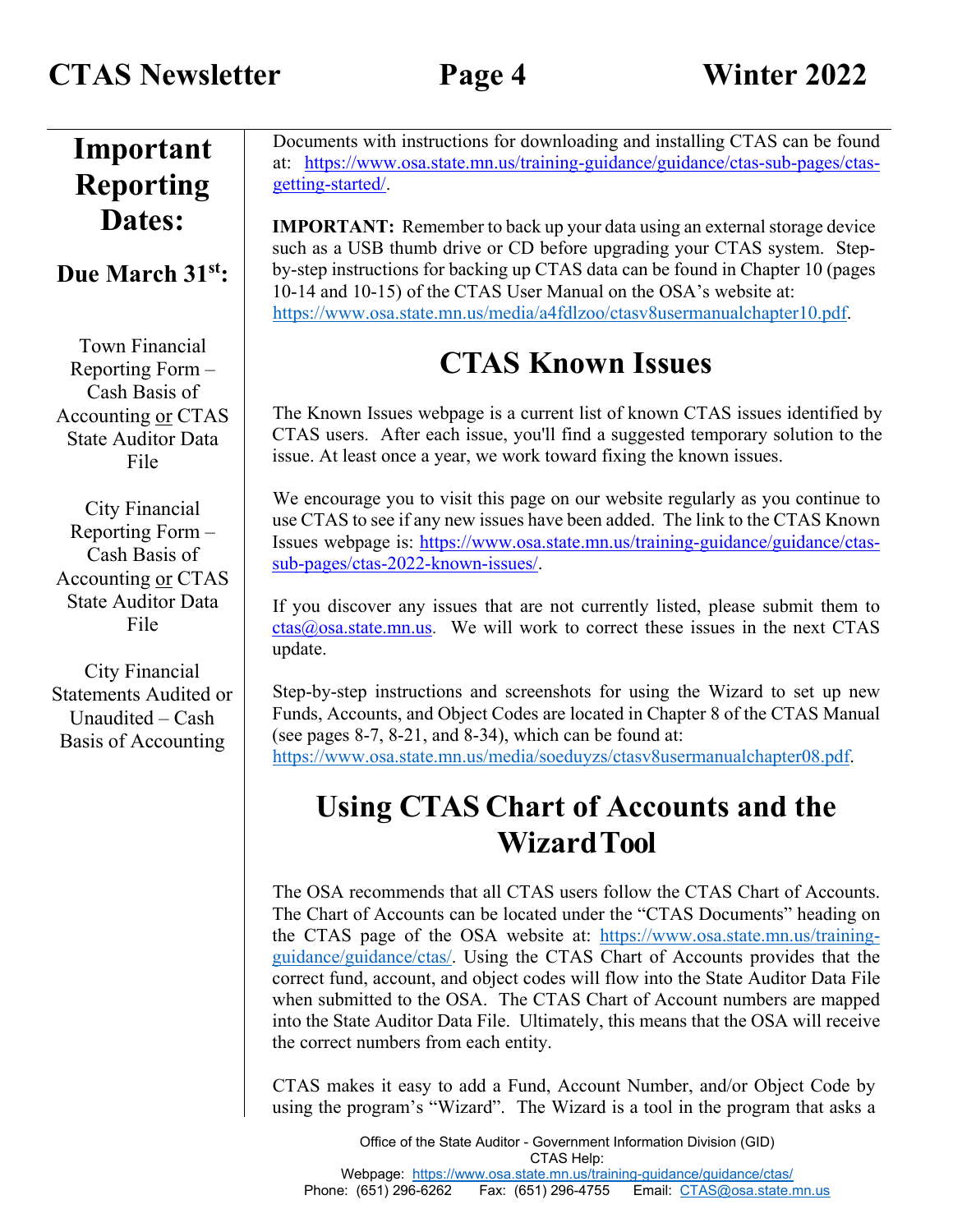## Important Reporting Dates:

### Due March 31st:

Town Financial Reporting Form – Cash Basis of Accounting or CTAS State Auditor Data File

City Financial Reporting Form – Cash Basis of Accounting or CTAS State Auditor Data File

City Financial Statements Audited or Unaudited – Cash Basis of Accounting

Documents with instructions for downloading and installing CTAS can be found at: https://www.osa.state.mn.us/training-guidance/guidance/ctas-sub-pages/ctas-getting-started/.

**IMPORTANT:** Remember to back up your data using an external storage device such as a USB thumb drive or CD before upgrading your CTAS system. Step-by-step instructions for backing up CTAS data can be found in Chapter 10 (pages 10-14 and 10-15) of the CTAS User Manual on the OSA's website at: https://www.osa.state.mn.us/media/a4fdlzoo/ctasv8usermanualchapter10.pdf.

# CTAS Known Issues

The Known Issues webpage is a current list of known CTAS issues identified by CTAS users. After each issue, you'll find a suggested temporary solution to the issue. At least once a year, we work toward fixing the known issues.

We encourage you to visit this page on our website regularly as you continue to use CTAS to see if any new issues have been added. The link to the CTAS Known Issues webpage is: https://www.osa.state.mn.us/training-guidance/guidance/ctas-sub-pages/ctas-2022-known-issues/.

If you discover any issues that are not currently listed, please submit them to ctas@osa.state.mn.us. We will work to correct these issues in the next CTAS update.

Step-by-step instructions and screenshots for using the Wizard to set up new Funds, Accounts, and Object Codes are located in Chapter 8 of the CTAS Manual (see pages 8-7, 8-21, and 8-34), which can be found at: https://www.osa.state.mn.us/media/soeduyzs/ctasv8usermanualchapter08.pdf.

# Using CTAS Chart of Accounts and the Wizard Tool

The OSA recommends that all CTAS users follow the CTAS Chart of Accounts. The Chart of Accounts can be located under the "CTAS Documents" heading on the CTAS page of the OSA website at: https://www.osa.state.mn.us/training-guidance/guidance/ctas/. Using the CTAS Chart of Accounts provides that the correct fund, account, and object codes will flow into the State Auditor Data File when submitted to the OSA. The CTAS Chart of Account numbers are mapped into the State Auditor Data File. Ultimately, this means that the OSA will receive the correct numbers from each entity.

CTAS makes it easy to add a Fund, Account Number, and/or Object Code by using the program's "Wizard". The Wizard is a tool in the program that asks a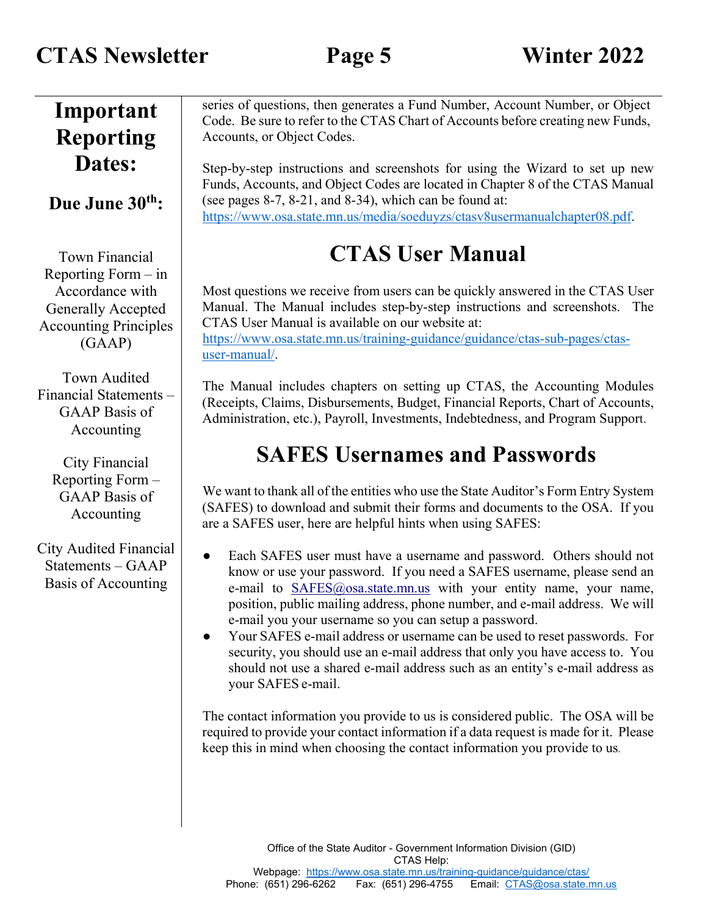## Important Reporting Dates:

### Due June 30th:

Town Financial Reporting Form – in Accordance with Generally Accepted Accounting Principles (GAAP)

Town Audited Financial Statements – GAAP Basis of Accounting

City Financial Reporting Form – GAAP Basis of Accounting

City Audited Financial Statements – GAAP Basis of Accounting

series of questions, then generates a Fund Number, Account Number, or Object Code. Be sure to refer to the CTAS Chart of Accounts before creating new Funds, Accounts, or Object Codes.

Step-by-step instructions and screenshots for using the Wizard to set up new Funds, Accounts, and Object Codes are located in Chapter 8 of the CTAS Manual (see pages 8-7, 8-21, and 8-34), which can be found at: https://www.osa.state.mn.us/media/soeduyzs/ctasv8usermanualchapter08.pdf.

# CTAS User Manual

Most questions we receive from users can be quickly answered in the CTAS User Manual. The Manual includes step-by-step instructions and screenshots. The CTAS User Manual is available on our website at: https://www.osa.state.mn.us/training-guidance/guidance/ctas-sub-pages/ctas-user-manual/.

The Manual includes chapters on setting up CTAS, the Accounting Modules (Receipts, Claims, Disbursements, Budget, Financial Reports, Chart of Accounts, Administration, etc.), Payroll, Investments, Indebtedness, and Program Support.

# SAFES Usernames and Passwords

We want to thank all of the entities who use the State Auditor's Form Entry System (SAFES) to download and submit their forms and documents to the OSA. If you are a SAFES user, here are helpful hints when using SAFES:

- Each SAFES user must have a username and password. Others should not know or use your password. If you need a SAFES username, please send an e-mail to SAFES@osa.state.mn.us with your entity name, your name, position, public mailing address, phone number, and e-mail address. We will e-mail you your username so you can setup a password.
- Your SAFES e-mail address or username can be used to reset passwords. For security, you should use an e-mail address that only you have access to. You should not use a shared e-mail address such as an entity's e-mail address as your SAFES e-mail.

The contact information you provide to us is considered public. The OSA will be required to provide your contact information if a data request is made for it. Please keep this in mind when choosing the contact information you provide to us.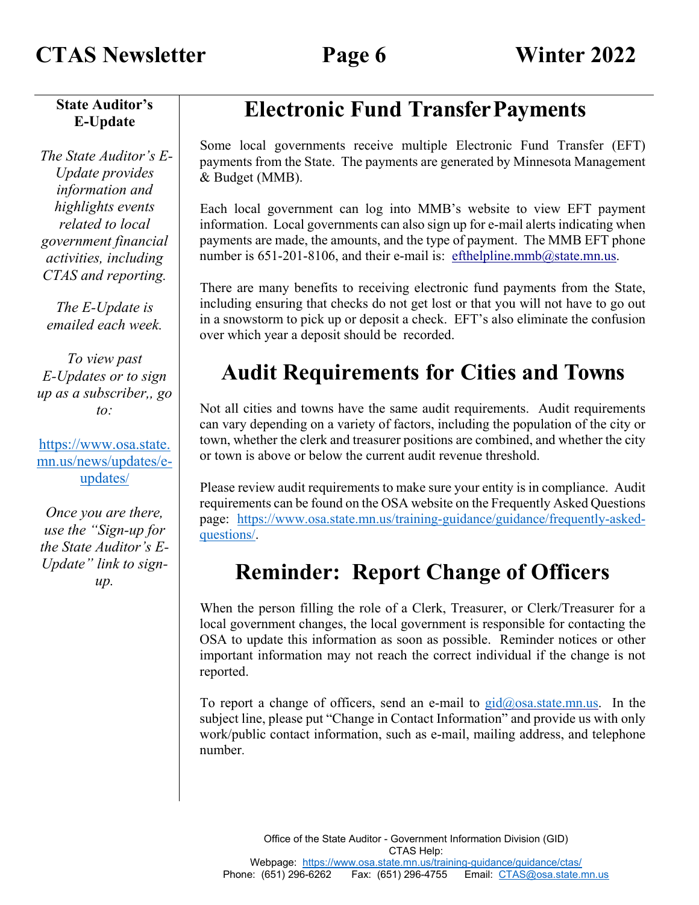### State Auditor's E-Update

*The State Auditor's E-Update provides information and highlights events related to local government financial activities, including CTAS and reporting.*

*The E-Update is emailed each week.*

*To view past E-Updates or to sign up as a subscriber,, go to:*

https://www.osa.state.mn.us/news/updates/e-updates/

*Once you are there, use the "Sign-up for the State Auditor's E-Update" link to sign-up.*

## Electronic Fund Transfer Payments

Some local governments receive multiple Electronic Fund Transfer (EFT) payments from the State. The payments are generated by Minnesota Management & Budget (MMB).

Each local government can log into MMB's website to view EFT payment information. Local governments can also sign up for e-mail alerts indicating when payments are made, the amounts, and the type of payment. The MMB EFT phone number is 651-201-8106, and their e-mail is: efthelpline.mmb@state.mn.us.

There are many benefits to receiving electronic fund payments from the State, including ensuring that checks do not get lost or that you will not have to go out in a snowstorm to pick up or deposit a check. EFT's also eliminate the confusion over which year a deposit should be recorded.

## Audit Requirements for Cities and Towns

Not all cities and towns have the same audit requirements. Audit requirements can vary depending on a variety of factors, including the population of the city or town, whether the clerk and treasurer positions are combined, and whether the city or town is above or below the current audit revenue threshold.

Please review audit requirements to make sure your entity is in compliance. Audit requirements can be found on the OSA website on the Frequently Asked Questions page: https://www.osa.state.mn.us/training-guidance/guidance/frequently-asked-questions/.

## Reminder: Report Change of Officers

When the person filling the role of a Clerk, Treasurer, or Clerk/Treasurer for a local government changes, the local government is responsible for contacting the OSA to update this information as soon as possible. Reminder notices or other important information may not reach the correct individual if the change is not reported.

To report a change of officers, send an e-mail to gid@osa.state.mn.us. In the subject line, please put "Change in Contact Information" and provide us with only work/public contact information, such as e-mail, mailing address, and telephone number.

Office of the State Auditor - Government Information Division (GID)
CTAS Help:
Webpage: https://www.osa.state.mn.us/training-guidance/guidance/ctas/
Phone: (651) 296-6262 Fax: (651) 296-4755 Email: CTAS@osa.state.mn.us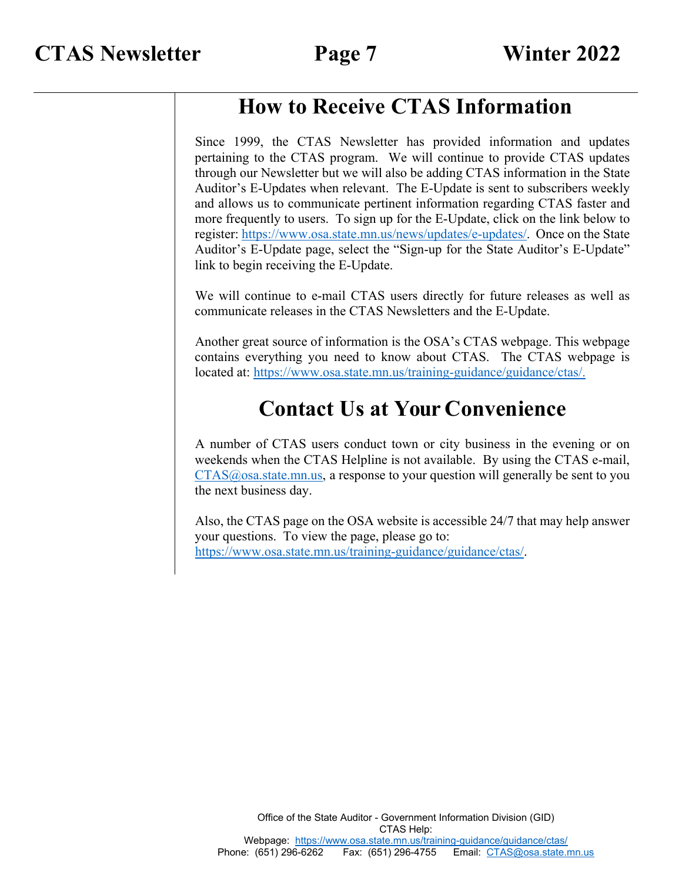## How to Receive CTAS Information

Since 1999, the CTAS Newsletter has provided information and updates pertaining to the CTAS program. We will continue to provide CTAS updates through our Newsletter but we will also be adding CTAS information in the State Auditor's E-Updates when relevant. The E-Update is sent to subscribers weekly and allows us to communicate pertinent information regarding CTAS faster and more frequently to users. To sign up for the E-Update, click on the link below to register: https://www.osa.state.mn.us/news/updates/e-updates/. Once on the State Auditor's E-Update page, select the "Sign-up for the State Auditor's E-Update" link to begin receiving the E-Update.

We will continue to e-mail CTAS users directly for future releases as well as communicate releases in the CTAS Newsletters and the E-Update.

Another great source of information is the OSA's CTAS webpage. This webpage contains everything you need to know about CTAS. The CTAS webpage is located at: https://www.osa.state.mn.us/training-guidance/guidance/ctas/.

## Contact Us at Your Convenience

A number of CTAS users conduct town or city business in the evening or on weekends when the CTAS Helpline is not available. By using the CTAS e-mail, CTAS@osa.state.mn.us, a response to your question will generally be sent to you the next business day.

Also, the CTAS page on the OSA website is accessible 24/7 that may help answer your questions. To view the page, please go to: https://www.osa.state.mn.us/training-guidance/guidance/ctas/.

Office of the State Auditor - Government Information Division (GID)
CTAS Help:
Webpage: https://www.osa.state.mn.us/training-guidance/guidance/ctas/
Phone: (651) 296-6262 Fax: (651) 296-4755 Email: CTAS@osa.state.mn.us